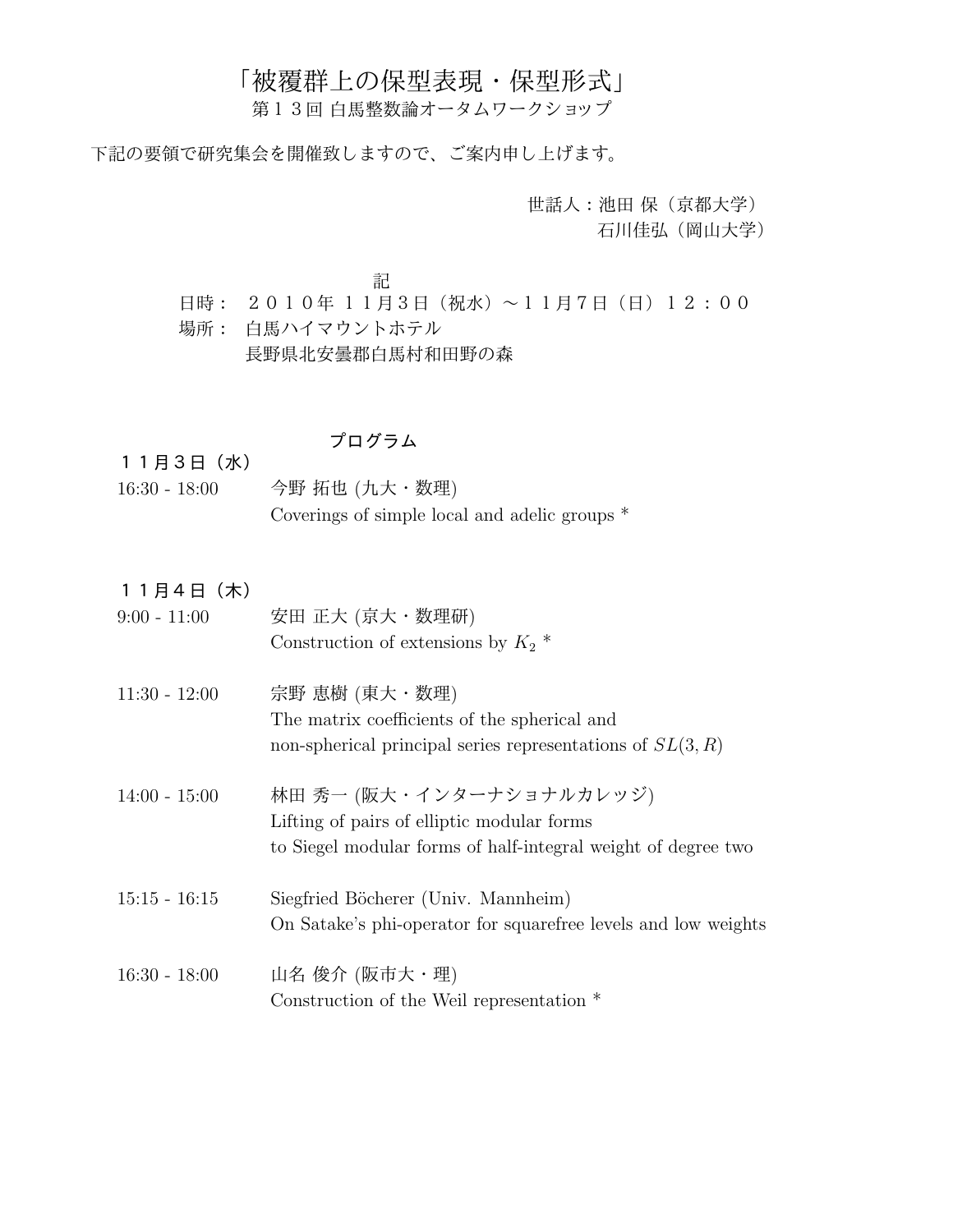# 「被覆群上の保型表現・保型形式」

第１３回 白馬整数論オータムワークショップ

下記の要領で研究集会を開催致しますので、ご案内申し上げます。

世話人：池田 保（京都大学）
石川佳弘（岡山大学）

記

日時：　２０１０年 １１月３日（祝水）～１１月７日（日）１２：００
場所：　白馬ハイマウントホテル
　　　　長野県北安曇郡白馬村和田野の森

## プログラム

### １１月３日（水）

16:30 - 18:00　今野 拓也 (九大・数理)
Coverings of simple local and adelic groups *

### １１月４日（木）

9:00 - 11:00　安田 正大 (京大・数理研)
Construction of extensions by $K_2$ *

11:30 - 12:00　宗野 恵樹 (東大・数理)
The matrix coefficients of the spherical and non-spherical principal series representations of $SL(3, R)$

14:00 - 15:00　林田 秀一 (阪大・インターナショナルカレッジ)
Lifting of pairs of elliptic modular forms to Siegel modular forms of half-integral weight of degree two

15:15 - 16:15　Siegfried Böcherer (Univ. Mannheim)
On Satake's phi-operator for squarefree levels and low weights

16:30 - 18:00　山名 俊介 (阪市大・理)
Construction of the Weil representation *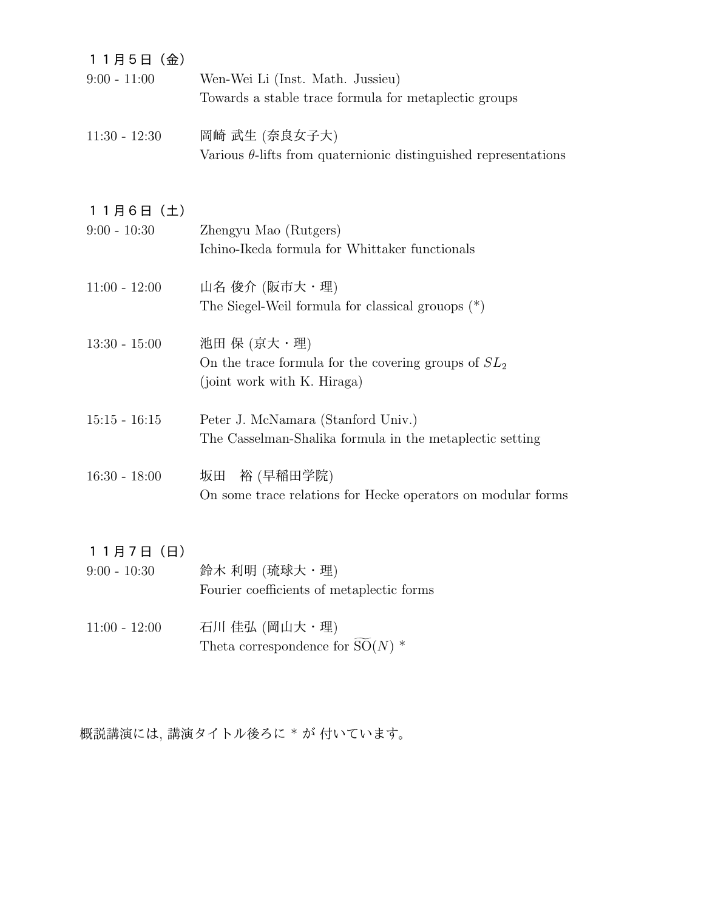## １１月５日（金）

9:00 - 11:00　Wen-Wei Li (Inst. Math. Jussieu)
Towards a stable trace formula for metaplectic groups

11:30 - 12:30　岡崎 武生 (奈良女子大)
Various $\theta$-lifts from quaternionic distinguished representations

## １１月６日（土）

9:00 - 10:30　Zhengyu Mao (Rutgers)
Ichino-Ikeda formula for Whittaker functionals

11:00 - 12:00　山名 俊介 (阪市大・理)
The Siegel-Weil formula for classical grouops (*)

13:30 - 15:00　池田 保 (京大・理)
On the trace formula for the covering groups of $SL_2$
(joint work with K. Hiraga)

15:15 - 16:15　Peter J. McNamara (Stanford Univ.)
The Casselman-Shalika formula in the metaplectic setting

16:30 - 18:00　坂田　裕 (早稲田学院)
On some trace relations for Hecke operators on modular forms

## １１月７日（日）

9:00 - 10:30　鈴木 利明 (琉球大・理)
Fourier coefficients of metaplectic forms

11:00 - 12:00　石川 佳弘 (岡山大・理)
Theta correspondence for $\widetilde{\mathrm{SO}}(N)$ *

概説講演には, 講演タイトル後ろに * が 付いています。